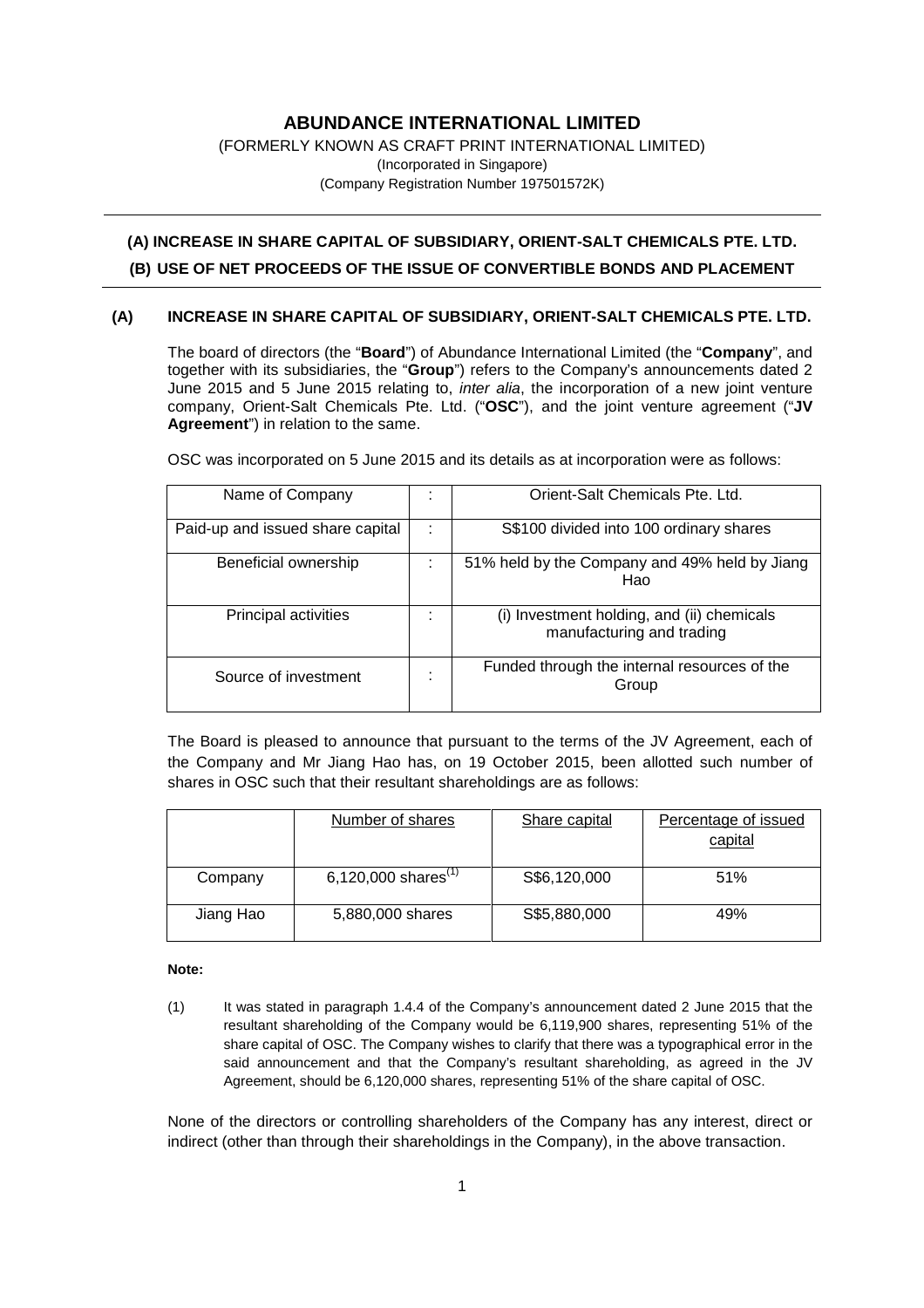# ABUNDANCE INTERNATIONAL LIMITED

(FORMERLY KNOWN AS CRAFT PRINT INTERNATIONAL LIMITED)
(Incorporated in Singapore)
(Company Registration Number 197501572K)

---

## (A) INCREASE IN SHARE CAPITAL OF SUBSIDIARY, ORIENT-SALT CHEMICALS PTE. LTD.

## (B) USE OF NET PROCEEDS OF THE ISSUE OF CONVERTIBLE BONDS AND PLACEMENT

---

### (A) INCREASE IN SHARE CAPITAL OF SUBSIDIARY, ORIENT-SALT CHEMICALS PTE. LTD.

The board of directors (the "**Board**") of Abundance International Limited (the "**Company**", and together with its subsidiaries, the "**Group**") refers to the Company's announcements dated 2 June 2015 and 5 June 2015 relating to, *inter alia*, the incorporation of a new joint venture company, Orient-Salt Chemicals Pte. Ltd. ("**OSC**"), and the joint venture agreement ("**JV Agreement**") in relation to the same.

OSC was incorporated on 5 June 2015 and its details as at incorporation were as follows:

| | | |
|---|---|---|
| Name of Company | : | Orient-Salt Chemicals Pte. Ltd. |
| Paid-up and issued share capital | : | S$100 divided into 100 ordinary shares |
| Beneficial ownership | : | 51% held by the Company and 49% held by Jiang Hao |
| Principal activities | : | (i) Investment holding, and (ii) chemicals manufacturing and trading |
| Source of investment | : | Funded through the internal resources of the Group |

The Board is pleased to announce that pursuant to the terms of the JV Agreement, each of the Company and Mr Jiang Hao has, on 19 October 2015, been allotted such number of shares in OSC such that their resultant shareholdings are as follows:

| | Number of shares | Share capital | Percentage of issued capital |
|---|---|---|---|
| Company | 6,120,000 shares[(1)] | S$6,120,000 | 51% |
| Jiang Hao | 5,880,000 shares | S$5,880,000 | 49% |

**Note:**

(1) It was stated in paragraph 1.4.4 of the Company's announcement dated 2 June 2015 that the resultant shareholding of the Company would be 6,119,900 shares, representing 51% of the share capital of OSC. The Company wishes to clarify that there was a typographical error in the said announcement and that the Company's resultant shareholding, as agreed in the JV Agreement, should be 6,120,000 shares, representing 51% of the share capital of OSC.

None of the directors or controlling shareholders of the Company has any interest, direct or indirect (other than through their shareholdings in the Company), in the above transaction.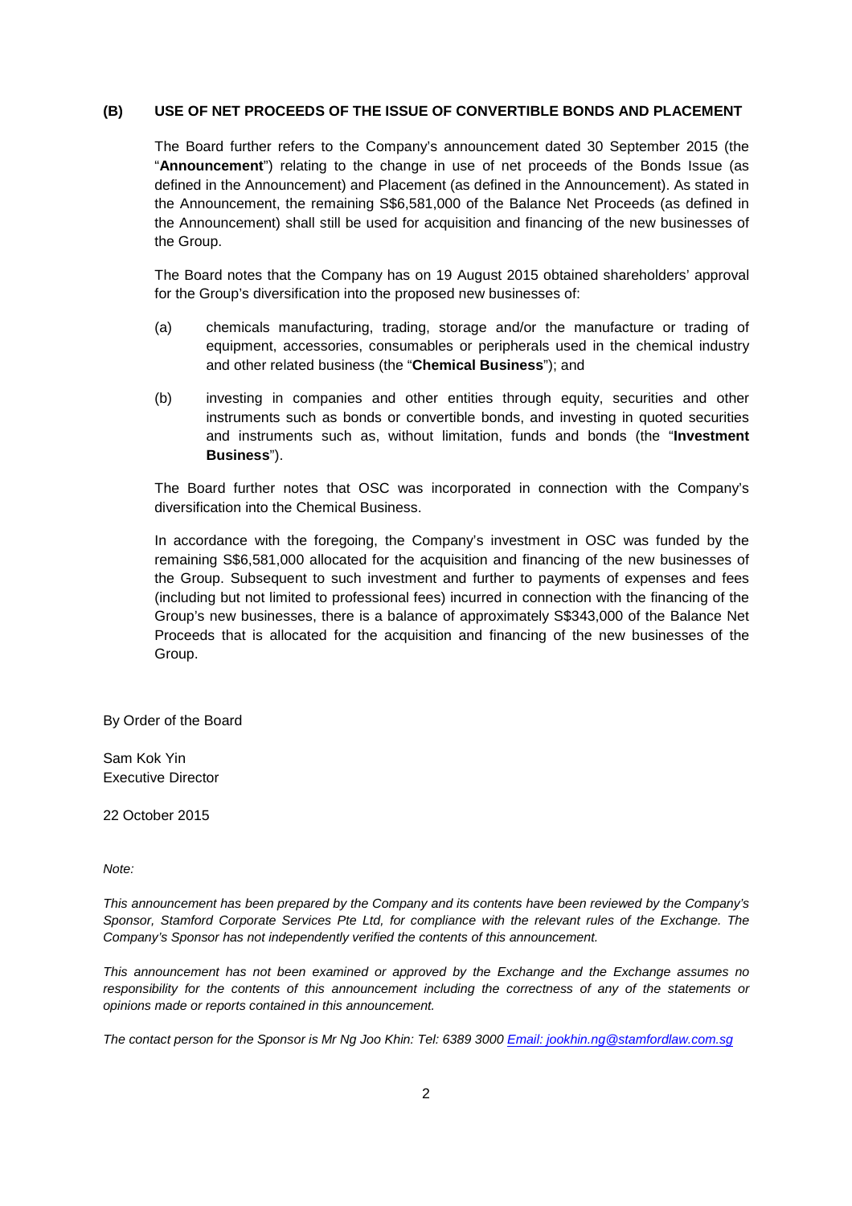## (B) USE OF NET PROCEEDS OF THE ISSUE OF CONVERTIBLE BONDS AND PLACEMENT

The Board further refers to the Company's announcement dated 30 September 2015 (the "**Announcement**") relating to the change in use of net proceeds of the Bonds Issue (as defined in the Announcement) and Placement (as defined in the Announcement). As stated in the Announcement, the remaining S$6,581,000 of the Balance Net Proceeds (as defined in the Announcement) shall still be used for acquisition and financing of the new businesses of the Group.

The Board notes that the Company has on 19 August 2015 obtained shareholders' approval for the Group's diversification into the proposed new businesses of:

(a) chemicals manufacturing, trading, storage and/or the manufacture or trading of equipment, accessories, consumables or peripherals used in the chemical industry and other related business (the "**Chemical Business**"); and

(b) investing in companies and other entities through equity, securities and other instruments such as bonds or convertible bonds, and investing in quoted securities and instruments such as, without limitation, funds and bonds (the "**Investment Business**").

The Board further notes that OSC was incorporated in connection with the Company's diversification into the Chemical Business.

In accordance with the foregoing, the Company's investment in OSC was funded by the remaining S$6,581,000 allocated for the acquisition and financing of the new businesses of the Group. Subsequent to such investment and further to payments of expenses and fees (including but not limited to professional fees) incurred in connection with the financing of the Group's new businesses, there is a balance of approximately S$343,000 of the Balance Net Proceeds that is allocated for the acquisition and financing of the new businesses of the Group.

By Order of the Board

Sam Kok Yin
Executive Director

22 October 2015

*Note:*

*This announcement has been prepared by the Company and its contents have been reviewed by the Company's Sponsor, Stamford Corporate Services Pte Ltd, for compliance with the relevant rules of the Exchange. The Company's Sponsor has not independently verified the contents of this announcement.*

*This announcement has not been examined or approved by the Exchange and the Exchange assumes no responsibility for the contents of this announcement including the correctness of any of the statements or opinions made or reports contained in this announcement.*

*The contact person for the Sponsor is Mr Ng Joo Khin: Tel: 6389 3000 Email: jookhin.ng@stamfordlaw.com.sg*